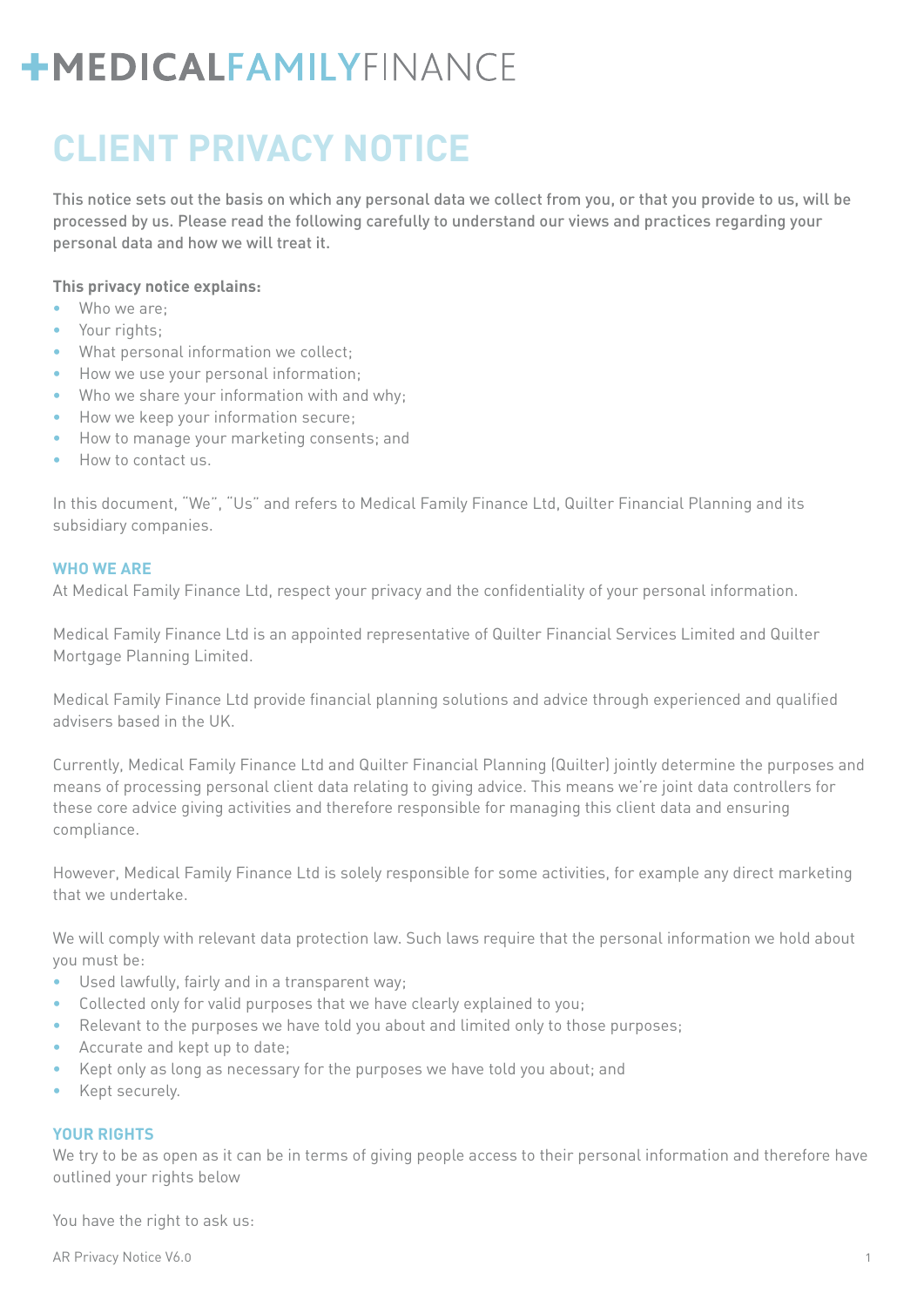+MEDICALFAMILYFINANCE

# CLIENT PRIVACY NOTICE

This notice sets out the basis on which any personal data we collect from you, or that you provide to us, will be processed by us. Please read the following carefully to understand our views and practices regarding your personal data and how we will treat it.

**This privacy notice explains:**

- Who we are;
- Your rights;
- What personal information we collect;
- How we use your personal information;
- Who we share your information with and why;
- How we keep your information secure;
- How to manage your marketing consents; and
- How to contact us.

In this document, "We", "Us" and refers to Medical Family Finance Ltd, Quilter Financial Planning and its subsidiary companies.

## WHO WE ARE

At Medical Family Finance Ltd, respect your privacy and the confidentiality of your personal information.

Medical Family Finance Ltd is an appointed representative of Quilter Financial Services Limited and Quilter Mortgage Planning Limited.

Medical Family Finance Ltd provide financial planning solutions and advice through experienced and qualified advisers based in the UK.

Currently, Medical Family Finance Ltd and Quilter Financial Planning (Quilter) jointly determine the purposes and means of processing personal client data relating to giving advice. This means we're joint data controllers for these core advice giving activities and therefore responsible for managing this client data and ensuring compliance.

However, Medical Family Finance Ltd is solely responsible for some activities, for example any direct marketing that we undertake.

We will comply with relevant data protection law. Such laws require that the personal information we hold about you must be:

- Used lawfully, fairly and in a transparent way;
- Collected only for valid purposes that we have clearly explained to you;
- Relevant to the purposes we have told you about and limited only to those purposes;
- Accurate and kept up to date;
- Kept only as long as necessary for the purposes we have told you about; and
- Kept securely.

## YOUR RIGHTS

We try to be as open as it can be in terms of giving people access to their personal information and therefore have outlined your rights below

You have the right to ask us: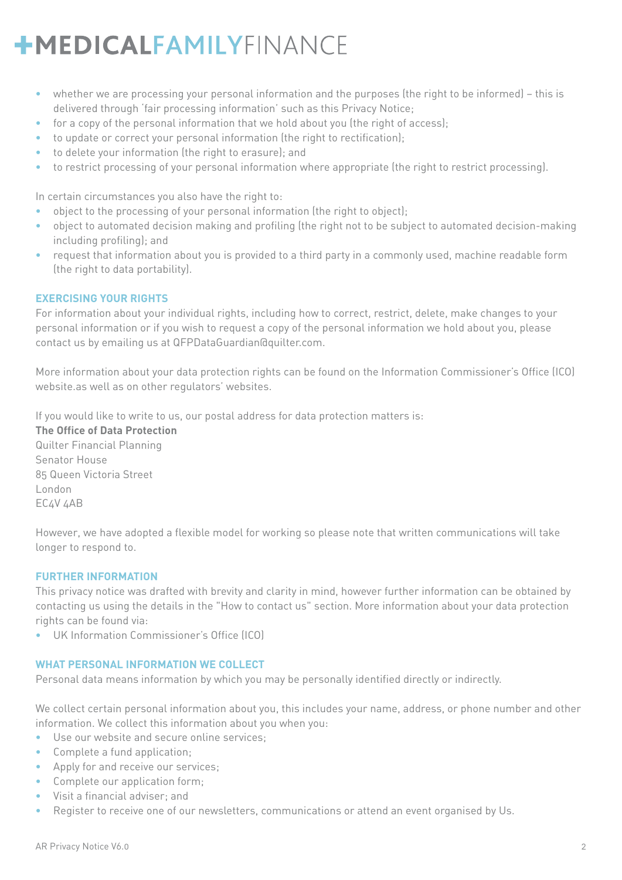- whether we are processing your personal information and the purposes (the right to be informed) – this is delivered through 'fair processing information' such as this Privacy Notice;
- for a copy of the personal information that we hold about you (the right of access);
- to update or correct your personal information (the right to rectification);
- to delete your information (the right to erasure); and
- to restrict processing of your personal information where appropriate (the right to restrict processing).

In certain circumstances you also have the right to:

- object to the processing of your personal information (the right to object);
- object to automated decision making and profiling (the right not to be subject to automated decision-making including profiling); and
- request that information about you is provided to a third party in a commonly used, machine readable form (the right to data portability).

### EXERCISING YOUR RIGHTS

For information about your individual rights, including how to correct, restrict, delete, make changes to your personal information or if you wish to request a copy of the personal information we hold about you, please contact us by emailing us at QFPDataGuardian@quilter.com.

More information about your data protection rights can be found on the Information Commissioner's Office (ICO) website.as well as on other regulators' websites.

If you would like to write to us, our postal address for data protection matters is:
**The Office of Data Protection**
Quilter Financial Planning
Senator House
85 Queen Victoria Street
London
EC4V 4AB

However, we have adopted a flexible model for working so please note that written communications will take longer to respond to.

### FURTHER INFORMATION

This privacy notice was drafted with brevity and clarity in mind, however further information can be obtained by contacting us using the details in the "How to contact us" section. More information about your data protection rights can be found via:

- UK Information Commissioner's Office (ICO)

### WHAT PERSONAL INFORMATION WE COLLECT

Personal data means information by which you may be personally identified directly or indirectly.

We collect certain personal information about you, this includes your name, address, or phone number and other information. We collect this information about you when you:

- Use our website and secure online services;
- Complete a fund application;
- Apply for and receive our services;
- Complete our application form;
- Visit a financial adviser; and
- Register to receive one of our newsletters, communications or attend an event organised by Us.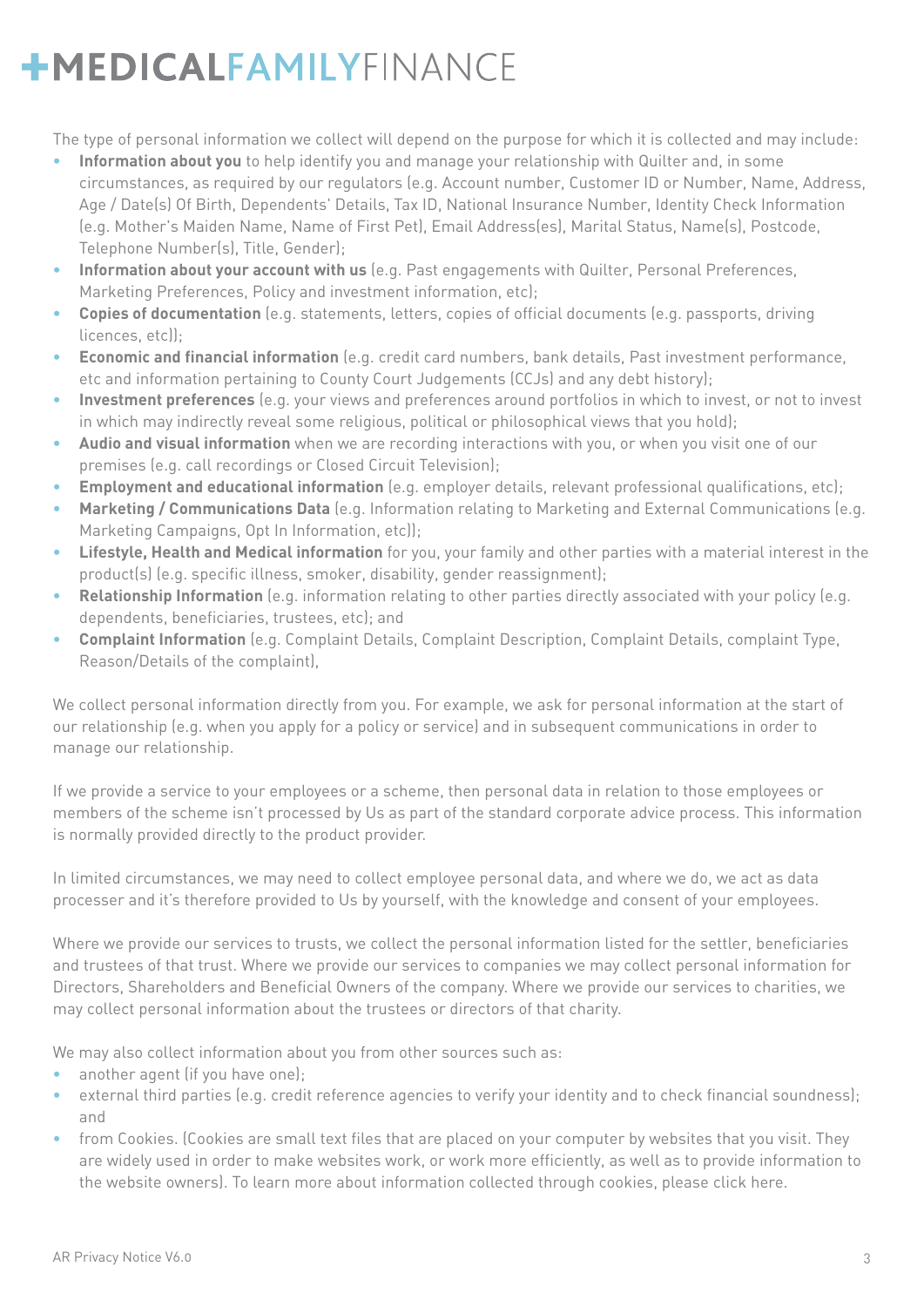The type of personal information we collect will depend on the purpose for which it is collected and may include:

- **Information about you** to help identify you and manage your relationship with Quilter and, in some circumstances, as required by our regulators (e.g. Account number, Customer ID or Number, Name, Address, Age / Date(s) Of Birth, Dependents' Details, Tax ID, National Insurance Number, Identity Check Information (e.g. Mother's Maiden Name, Name of First Pet), Email Address(es), Marital Status, Name(s), Postcode, Telephone Number(s), Title, Gender);
- **Information about your account with us** (e.g. Past engagements with Quilter, Personal Preferences, Marketing Preferences, Policy and investment information, etc);
- **Copies of documentation** (e.g. statements, letters, copies of official documents (e.g. passports, driving licences, etc));
- **Economic and financial information** (e.g. credit card numbers, bank details, Past investment performance, etc and information pertaining to County Court Judgements (CCJs) and any debt history);
- **Investment preferences** (e.g. your views and preferences around portfolios in which to invest, or not to invest in which may indirectly reveal some religious, political or philosophical views that you hold);
- **Audio and visual information** when we are recording interactions with you, or when you visit one of our premises (e.g. call recordings or Closed Circuit Television);
- **Employment and educational information** (e.g. employer details, relevant professional qualifications, etc);
- **Marketing / Communications Data** (e.g. Information relating to Marketing and External Communications (e.g. Marketing Campaigns, Opt In Information, etc));
- **Lifestyle, Health and Medical information** for you, your family and other parties with a material interest in the product(s) (e.g. specific illness, smoker, disability, gender reassignment);
- **Relationship Information** (e.g. information relating to other parties directly associated with your policy (e.g. dependents, beneficiaries, trustees, etc); and
- **Complaint Information** (e.g. Complaint Details, Complaint Description, Complaint Details, complaint Type, Reason/Details of the complaint),

We collect personal information directly from you. For example, we ask for personal information at the start of our relationship (e.g. when you apply for a policy or service) and in subsequent communications in order to manage our relationship.

If we provide a service to your employees or a scheme, then personal data in relation to those employees or members of the scheme isn't processed by Us as part of the standard corporate advice process. This information is normally provided directly to the product provider.

In limited circumstances, we may need to collect employee personal data, and where we do, we act as data processer and it's therefore provided to Us by yourself, with the knowledge and consent of your employees.

Where we provide our services to trusts, we collect the personal information listed for the settler, beneficiaries and trustees of that trust. Where we provide our services to companies we may collect personal information for Directors, Shareholders and Beneficial Owners of the company. Where we provide our services to charities, we may collect personal information about the trustees or directors of that charity.

We may also collect information about you from other sources such as:

- another agent (if you have one);
- external third parties (e.g. credit reference agencies to verify your identity and to check financial soundness); and
- from Cookies. (Cookies are small text files that are placed on your computer by websites that you visit. They are widely used in order to make websites work, or work more efficiently, as well as to provide information to the website owners). To learn more about information collected through cookies, please click here.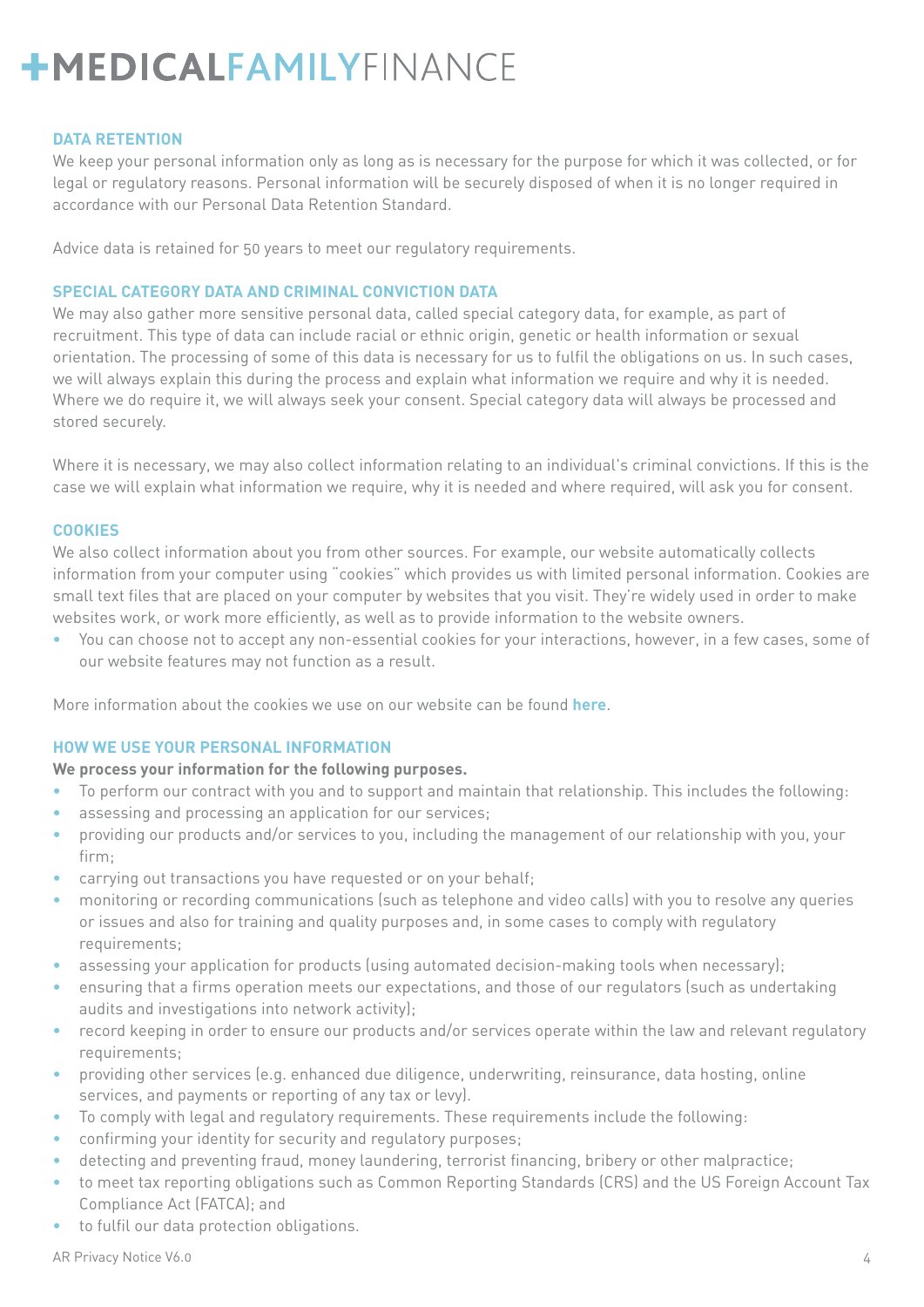## DATA RETENTION

We keep your personal information only as long as is necessary for the purpose for which it was collected, or for legal or regulatory reasons. Personal information will be securely disposed of when it is no longer required in accordance with our Personal Data Retention Standard.

Advice data is retained for 50 years to meet our regulatory requirements.

## SPECIAL CATEGORY DATA AND CRIMINAL CONVICTION DATA

We may also gather more sensitive personal data, called special category data, for example, as part of recruitment. This type of data can include racial or ethnic origin, genetic or health information or sexual orientation. The processing of some of this data is necessary for us to fulfil the obligations on us. In such cases, we will always explain this during the process and explain what information we require and why it is needed. Where we do require it, we will always seek your consent. Special category data will always be processed and stored securely.

Where it is necessary, we may also collect information relating to an individual's criminal convictions. If this is the case we will explain what information we require, why it is needed and where required, will ask you for consent.

## COOKIES

We also collect information about you from other sources. For example, our website automatically collects information from your computer using "cookies" which provides us with limited personal information. Cookies are small text files that are placed on your computer by websites that you visit. They're widely used in order to make websites work, or work more efficiently, as well as to provide information to the website owners.

- You can choose not to accept any non-essential cookies for your interactions, however, in a few cases, some of our website features may not function as a result.

More information about the cookies we use on our website can be found **here**.

## HOW WE USE YOUR PERSONAL INFORMATION

**We process your information for the following purposes.**

- To perform our contract with you and to support and maintain that relationship. This includes the following:
- assessing and processing an application for our services;
- providing our products and/or services to you, including the management of our relationship with you, your firm;
- carrying out transactions you have requested or on your behalf;
- monitoring or recording communications (such as telephone and video calls) with you to resolve any queries or issues and also for training and quality purposes and, in some cases to comply with regulatory requirements;
- assessing your application for products (using automated decision-making tools when necessary);
- ensuring that a firms operation meets our expectations, and those of our regulators (such as undertaking audits and investigations into network activity);
- record keeping in order to ensure our products and/or services operate within the law and relevant regulatory requirements;
- providing other services (e.g. enhanced due diligence, underwriting, reinsurance, data hosting, online services, and payments or reporting of any tax or levy).
- To comply with legal and regulatory requirements. These requirements include the following:
- confirming your identity for security and regulatory purposes;
- detecting and preventing fraud, money laundering, terrorist financing, bribery or other malpractice;
- to meet tax reporting obligations such as Common Reporting Standards (CRS) and the US Foreign Account Tax Compliance Act (FATCA); and
- to fulfil our data protection obligations.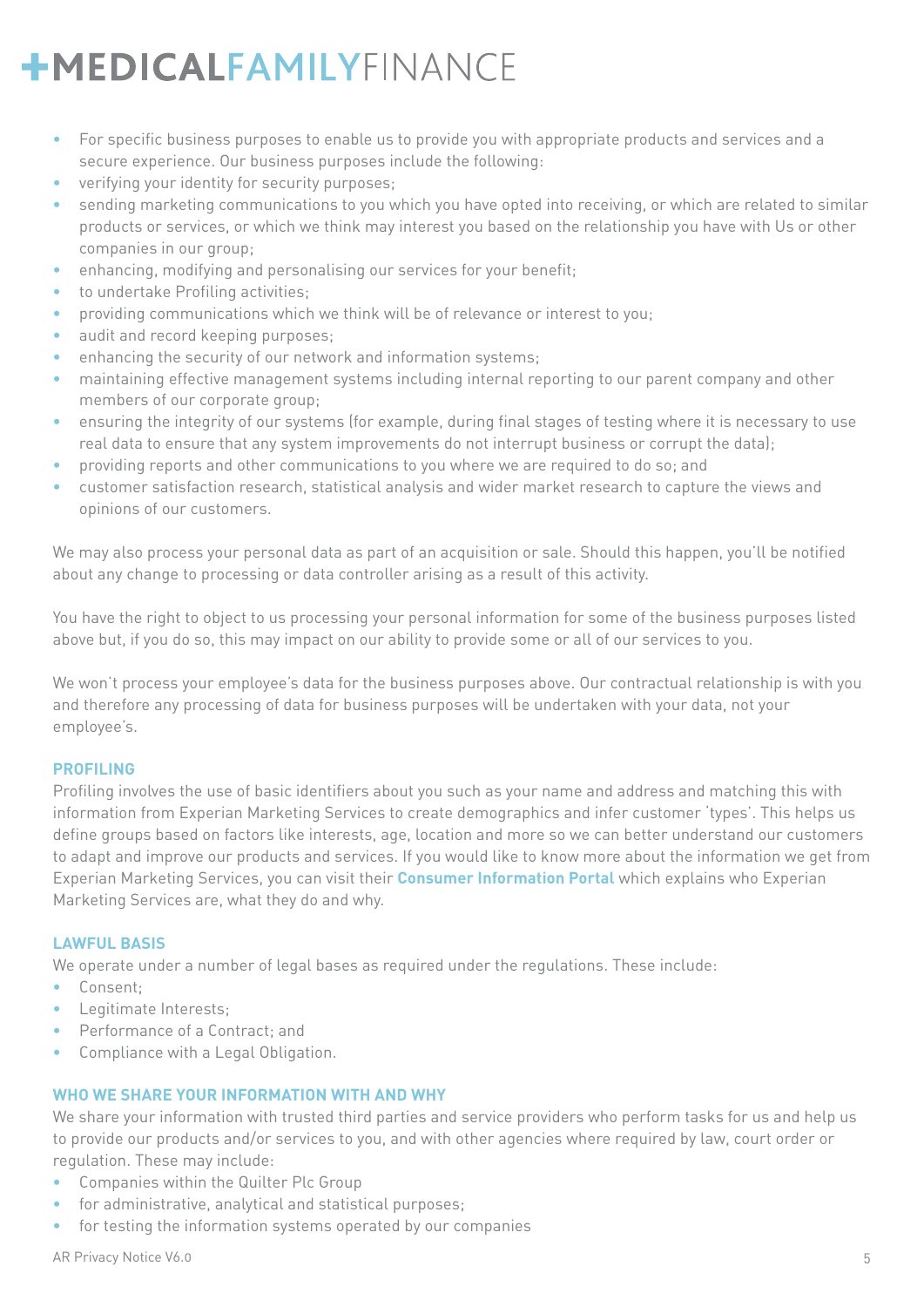- For specific business purposes to enable us to provide you with appropriate products and services and a secure experience. Our business purposes include the following:
- verifying your identity for security purposes;
- sending marketing communications to you which you have opted into receiving, or which are related to similar products or services, or which we think may interest you based on the relationship you have with Us or other companies in our group;
- enhancing, modifying and personalising our services for your benefit;
- to undertake Profiling activities;
- providing communications which we think will be of relevance or interest to you;
- audit and record keeping purposes;
- enhancing the security of our network and information systems;
- maintaining effective management systems including internal reporting to our parent company and other members of our corporate group;
- ensuring the integrity of our systems (for example, during final stages of testing where it is necessary to use real data to ensure that any system improvements do not interrupt business or corrupt the data);
- providing reports and other communications to you where we are required to do so; and
- customer satisfaction research, statistical analysis and wider market research to capture the views and opinions of our customers.

We may also process your personal data as part of an acquisition or sale. Should this happen, you'll be notified about any change to processing or data controller arising as a result of this activity.

You have the right to object to us processing your personal information for some of the business purposes listed above but, if you do so, this may impact on our ability to provide some or all of our services to you.

We won't process your employee's data for the business purposes above. Our contractual relationship is with you and therefore any processing of data for business purposes will be undertaken with your data, not your employee's.

### PROFILING

Profiling involves the use of basic identifiers about you such as your name and address and matching this with information from Experian Marketing Services to create demographics and infer customer 'types'. This helps us define groups based on factors like interests, age, location and more so we can better understand our customers to adapt and improve our products and services. If you would like to know more about the information we get from Experian Marketing Services, you can visit their **Consumer Information Portal** which explains who Experian Marketing Services are, what they do and why.

### LAWFUL BASIS

We operate under a number of legal bases as required under the regulations. These include:

- Consent;
- Legitimate Interests;
- Performance of a Contract; and
- Compliance with a Legal Obligation.

### WHO WE SHARE YOUR INFORMATION WITH AND WHY

We share your information with trusted third parties and service providers who perform tasks for us and help us to provide our products and/or services to you, and with other agencies where required by law, court order or regulation. These may include:

- Companies within the Quilter Plc Group
- for administrative, analytical and statistical purposes;
- for testing the information systems operated by our companies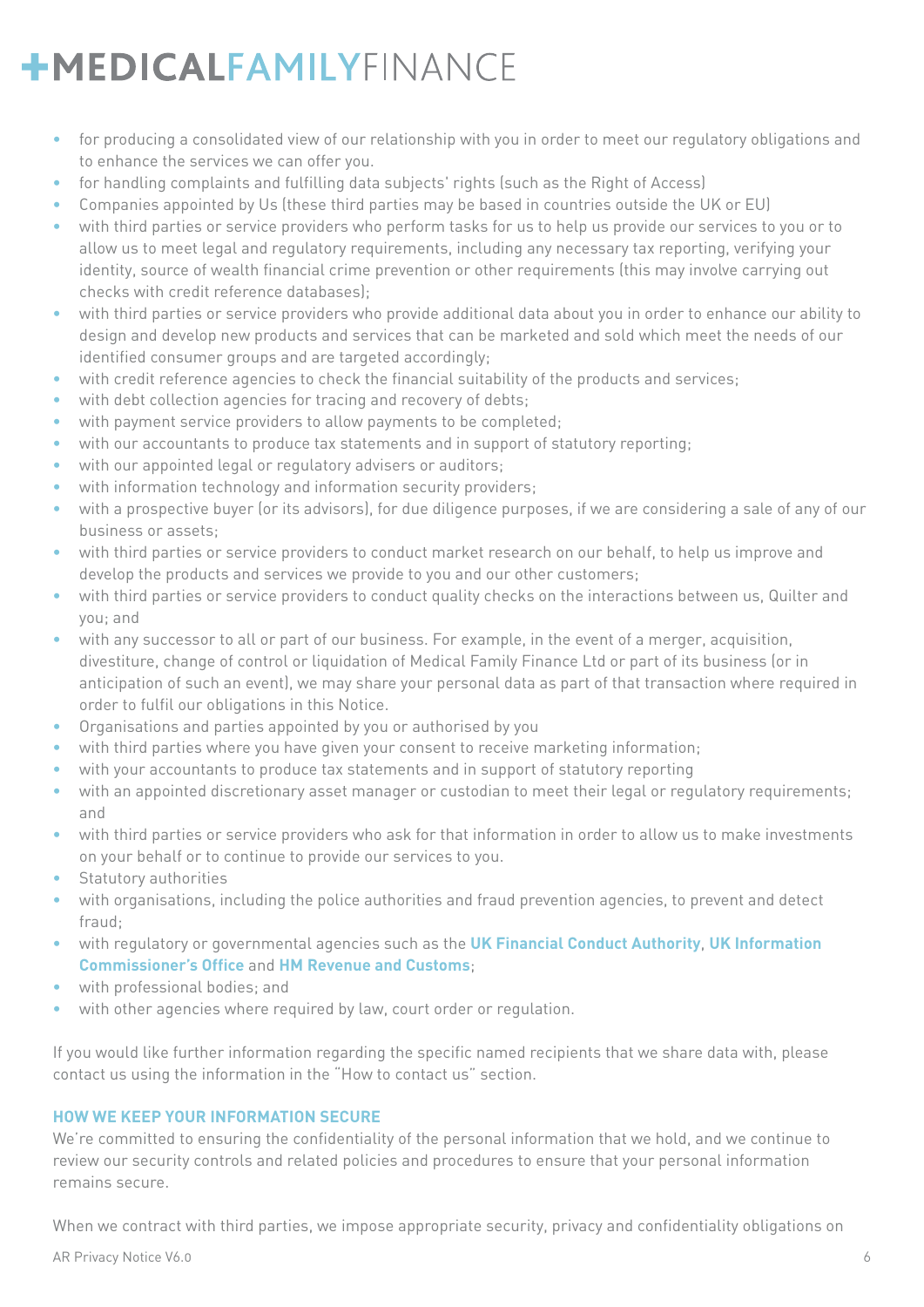- for producing a consolidated view of our relationship with you in order to meet our regulatory obligations and to enhance the services we can offer you.
- for handling complaints and fulfilling data subjects' rights (such as the Right of Access)
- Companies appointed by Us (these third parties may be based in countries outside the UK or EU)
- with third parties or service providers who perform tasks for us to help us provide our services to you or to allow us to meet legal and regulatory requirements, including any necessary tax reporting, verifying your identity, source of wealth financial crime prevention or other requirements (this may involve carrying out checks with credit reference databases);
- with third parties or service providers who provide additional data about you in order to enhance our ability to design and develop new products and services that can be marketed and sold which meet the needs of our identified consumer groups and are targeted accordingly;
- with credit reference agencies to check the financial suitability of the products and services;
- with debt collection agencies for tracing and recovery of debts;
- with payment service providers to allow payments to be completed;
- with our accountants to produce tax statements and in support of statutory reporting;
- with our appointed legal or regulatory advisers or auditors;
- with information technology and information security providers;
- with a prospective buyer (or its advisors), for due diligence purposes, if we are considering a sale of any of our business or assets;
- with third parties or service providers to conduct market research on our behalf, to help us improve and develop the products and services we provide to you and our other customers;
- with third parties or service providers to conduct quality checks on the interactions between us, Quilter and you; and
- with any successor to all or part of our business. For example, in the event of a merger, acquisition, divestiture, change of control or liquidation of Medical Family Finance Ltd or part of its business (or in anticipation of such an event), we may share your personal data as part of that transaction where required in order to fulfil our obligations in this Notice.
- Organisations and parties appointed by you or authorised by you
- with third parties where you have given your consent to receive marketing information;
- with your accountants to produce tax statements and in support of statutory reporting
- with an appointed discretionary asset manager or custodian to meet their legal or regulatory requirements; and
- with third parties or service providers who ask for that information in order to allow us to make investments on your behalf or to continue to provide our services to you.
- Statutory authorities
- with organisations, including the police authorities and fraud prevention agencies, to prevent and detect fraud;
- with regulatory or governmental agencies such as the **UK Financial Conduct Authority**, **UK Information Commissioner's Office** and **HM Revenue and Customs**;
- with professional bodies; and
- with other agencies where required by law, court order or regulation.

If you would like further information regarding the specific named recipients that we share data with, please contact us using the information in the "How to contact us" section.

### HOW WE KEEP YOUR INFORMATION SECURE

We're committed to ensuring the confidentiality of the personal information that we hold, and we continue to review our security controls and related policies and procedures to ensure that your personal information remains secure.

When we contract with third parties, we impose appropriate security, privacy and confidentiality obligations on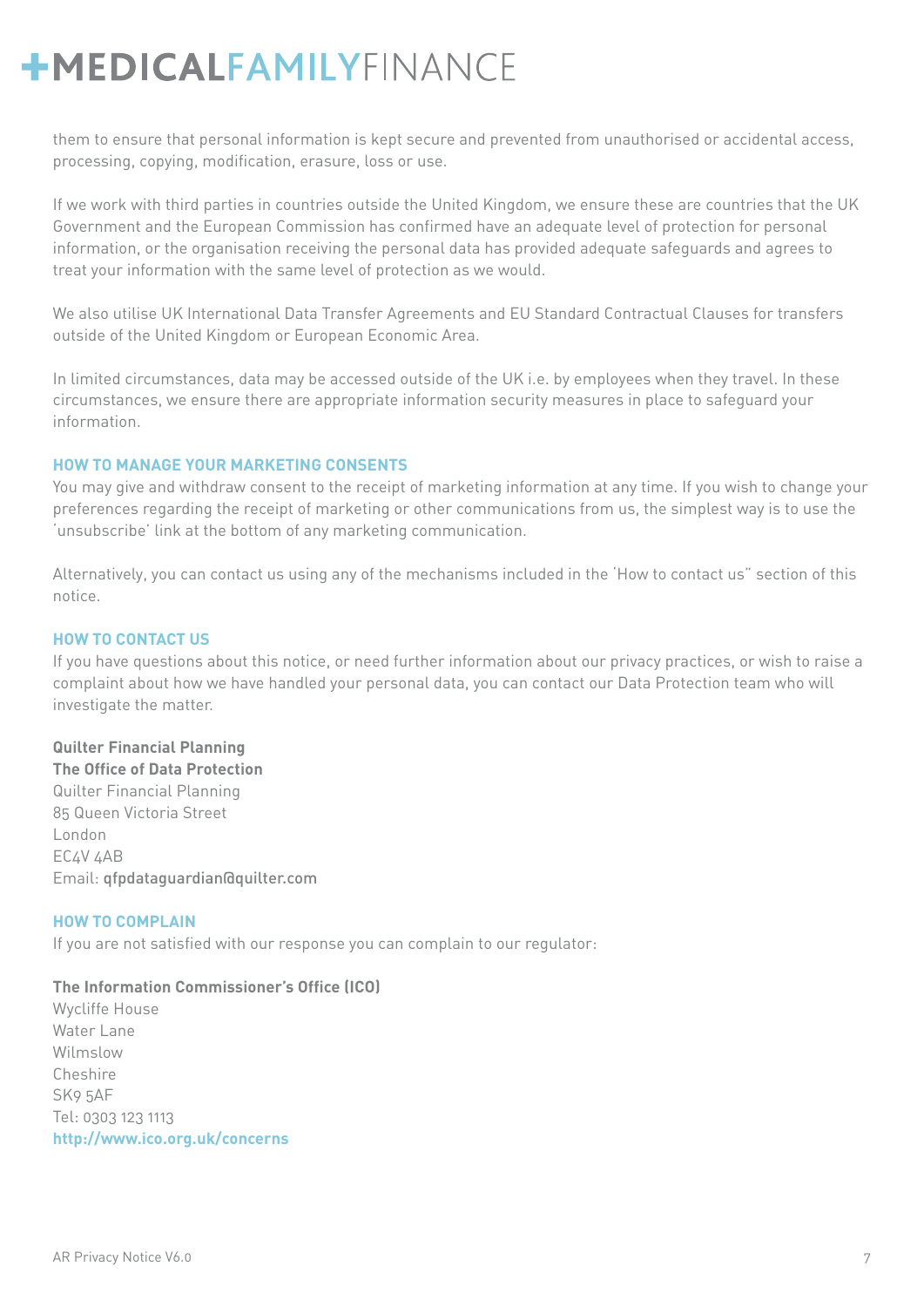them to ensure that personal information is kept secure and prevented from unauthorised or accidental access, processing, copying, modification, erasure, loss or use.

If we work with third parties in countries outside the United Kingdom, we ensure these are countries that the UK Government and the European Commission has confirmed have an adequate level of protection for personal information, or the organisation receiving the personal data has provided adequate safeguards and agrees to treat your information with the same level of protection as we would.

We also utilise UK International Data Transfer Agreements and EU Standard Contractual Clauses for transfers outside of the United Kingdom or European Economic Area.

In limited circumstances, data may be accessed outside of the UK i.e. by employees when they travel. In these circumstances, we ensure there are appropriate information security measures in place to safeguard your information.

## HOW TO MANAGE YOUR MARKETING CONSENTS

You may give and withdraw consent to the receipt of marketing information at any time. If you wish to change your preferences regarding the receipt of marketing or other communications from us, the simplest way is to use the 'unsubscribe' link at the bottom of any marketing communication.

Alternatively, you can contact us using any of the mechanisms included in the 'How to contact us" section of this notice.

## HOW TO CONTACT US

If you have questions about this notice, or need further information about our privacy practices, or wish to raise a complaint about how we have handled your personal data, you can contact our Data Protection team who will investigate the matter.

**Quilter Financial Planning**
**The Office of Data Protection**
Quilter Financial Planning
85 Queen Victoria Street
London
EC4V 4AB
Email: qfpdataguardian@quilter.com

## HOW TO COMPLAIN

If you are not satisfied with our response you can complain to our regulator:

**The Information Commissioner's Office (ICO)**
Wycliffe House
Water Lane
Wilmslow
Cheshire
SK9 5AF
Tel: 0303 123 1113
**http://www.ico.org.uk/concerns**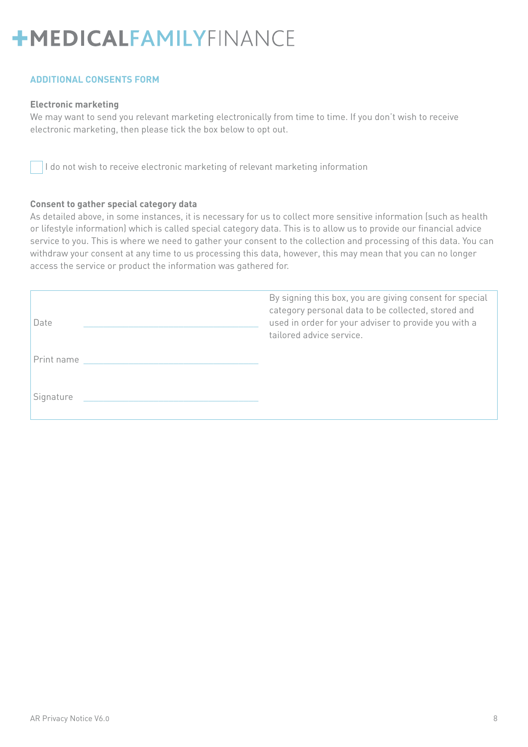# +MEDICALFAMILYFINANCE

## ADDITIONAL CONSENTS FORM

### Electronic marketing

We may want to send you relevant marketing electronically from time to time. If you don't wish to receive electronic marketing, then please tick the box below to opt out.

☐ I do not wish to receive electronic marketing of relevant marketing information

### Consent to gather special category data

As detailed above, in some instances, it is necessary for us to collect more sensitive information (such as health or lifestyle information) which is called special category data. This is to allow us to provide our financial advice service to you. This is where we need to gather your consent to the collection and processing of this data. You can withdraw your consent at any time to us processing this data, however, this may mean that you can no longer access the service or product the information was gathered for.

| | |
|---|---|
| Date ______________________ | By signing this box, you are giving consent for special category personal data to be collected, stored and used in order for your adviser to provide you with a tailored advice service. |
| Print name ______________________ | |
| Signature ______________________ | |

AR Privacy Notice V6.0